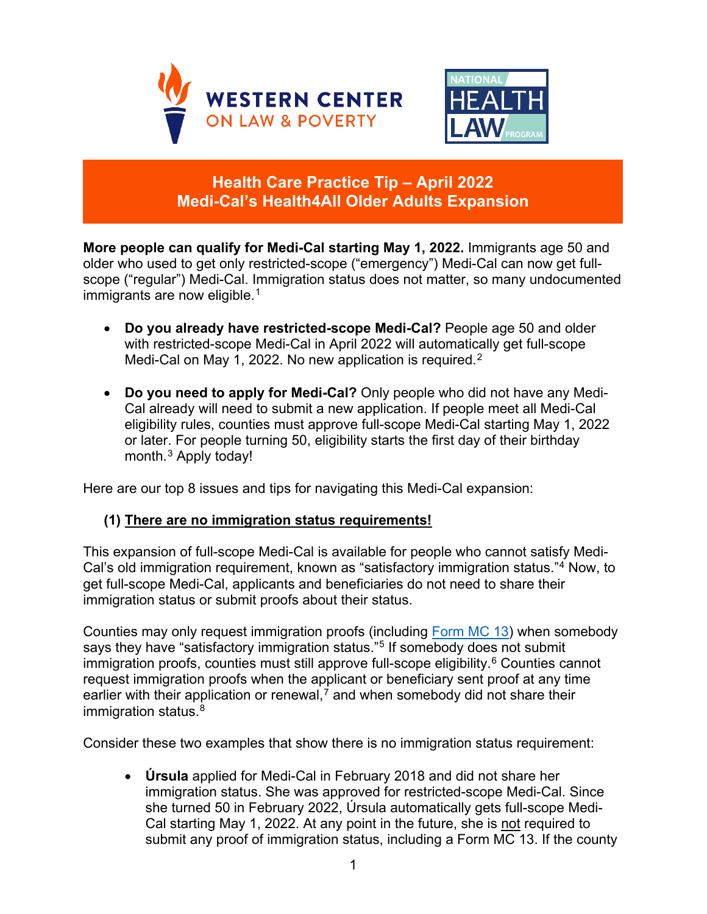WESTERN CENTER ON LAW & POVERTY

NATIONAL HEALTH LAW PROGRAM

# Health Care Practice Tip – April 2022
# Medi-Cal's Health4All Older Adults Expansion

**More people can qualify for Medi-Cal starting May 1, 2022.** Immigrants age 50 and older who used to get only restricted-scope ("emergency") Medi-Cal can now get full-scope ("regular") Medi-Cal. Immigration status does not matter, so many undocumented immigrants are now eligible.[1]

- **Do you already have restricted-scope Medi-Cal?** People age 50 and older with restricted-scope Medi-Cal in April 2022 will automatically get full-scope Medi-Cal on May 1, 2022. No new application is required.[2]
- **Do you need to apply for Medi-Cal?** Only people who did not have any Medi-Cal already will need to submit a new application. If people meet all Medi-Cal eligibility rules, counties must approve full-scope Medi-Cal starting May 1, 2022 or later. For people turning 50, eligibility starts the first day of their birthday month.[3] Apply today!

Here are our top 8 issues and tips for navigating this Medi-Cal expansion:

### (1) There are no immigration status requirements!

This expansion of full-scope Medi-Cal is available for people who cannot satisfy Medi-Cal's old immigration requirement, known as "satisfactory immigration status."[4] Now, to get full-scope Medi-Cal, applicants and beneficiaries do not need to share their immigration status or submit proofs about their status.

Counties may only request immigration proofs (including Form MC 13) when somebody says they have "satisfactory immigration status."[5] If somebody does not submit immigration proofs, counties must still approve full-scope eligibility.[6] Counties cannot request immigration proofs when the applicant or beneficiary sent proof at any time earlier with their application or renewal,[7] and when somebody did not share their immigration status.[8]

Consider these two examples that show there is no immigration status requirement:

- **Úrsula** applied for Medi-Cal in February 2018 and did not share her immigration status. She was approved for restricted-scope Medi-Cal. Since she turned 50 in February 2022, Úrsula automatically gets full-scope Medi-Cal starting May 1, 2022. At any point in the future, she is not required to submit any proof of immigration status, including a Form MC 13. If the county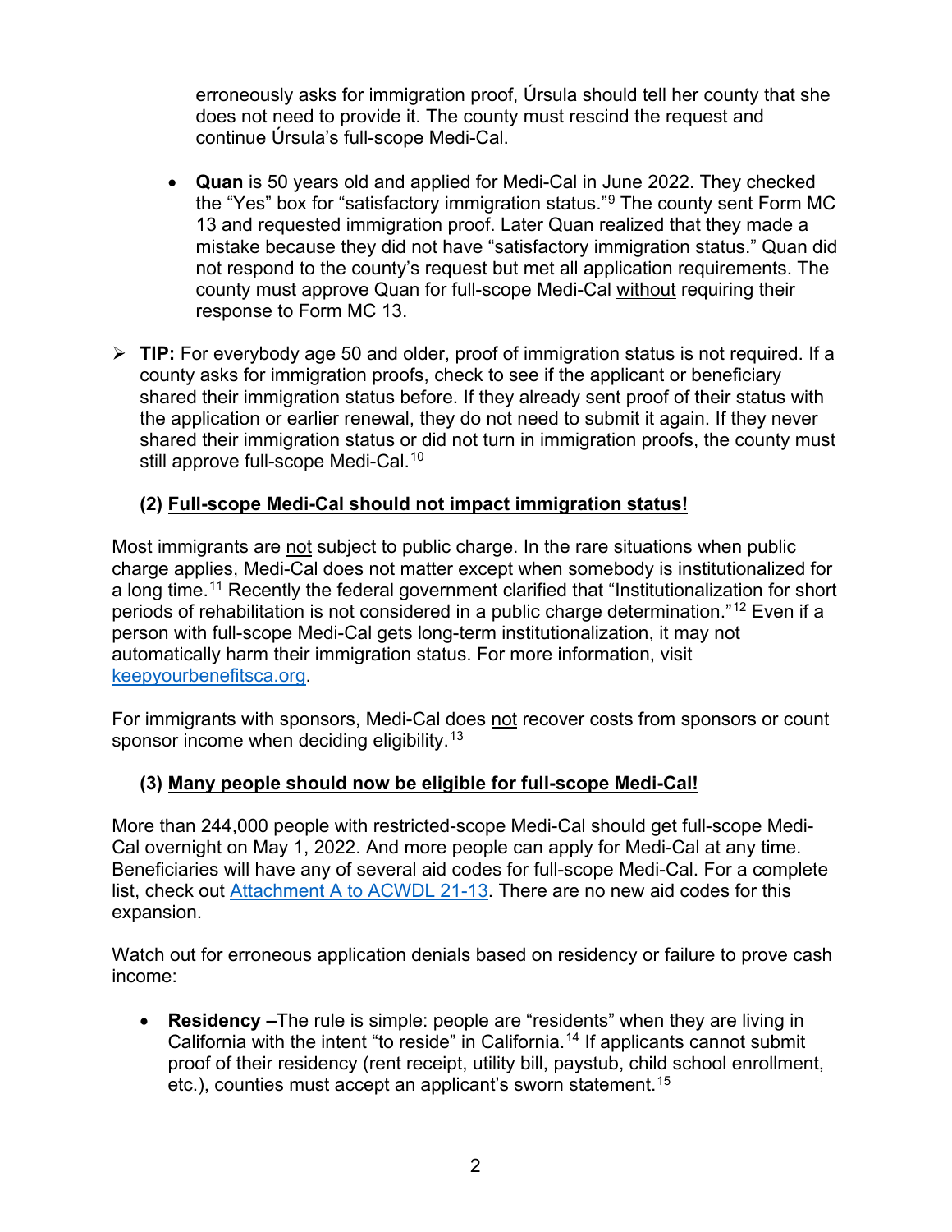erroneously asks for immigration proof, Úrsula should tell her county that she does not need to provide it. The county must rescind the request and continue Úrsula's full-scope Medi-Cal.

- **Quan** is 50 years old and applied for Medi-Cal in June 2022. They checked the "Yes" box for "satisfactory immigration status."[9] The county sent Form MC 13 and requested immigration proof. Later Quan realized that they made a mistake because they did not have "satisfactory immigration status." Quan did not respond to the county's request but met all application requirements. The county must approve Quan for full-scope Medi-Cal without requiring their response to Form MC 13.

➢ **TIP:** For everybody age 50 and older, proof of immigration status is not required. If a county asks for immigration proofs, check to see if the applicant or beneficiary shared their immigration status before. If they already sent proof of their status with the application or earlier renewal, they do not need to submit it again. If they never shared their immigration status or did not turn in immigration proofs, the county must still approve full-scope Medi-Cal.[10]

### (2) Full-scope Medi-Cal should not impact immigration status!

Most immigrants are not subject to public charge. In the rare situations when public charge applies, Medi-Cal does not matter except when somebody is institutionalized for a long time.[11] Recently the federal government clarified that "Institutionalization for short periods of rehabilitation is not considered in a public charge determination."[12] Even if a person with full-scope Medi-Cal gets long-term institutionalization, it may not automatically harm their immigration status. For more information, visit keepyourbenefitsca.org.

For immigrants with sponsors, Medi-Cal does not recover costs from sponsors or count sponsor income when deciding eligibility.[13]

### (3) Many people should now be eligible for full-scope Medi-Cal!

More than 244,000 people with restricted-scope Medi-Cal should get full-scope Medi-Cal overnight on May 1, 2022. And more people can apply for Medi-Cal at any time. Beneficiaries will have any of several aid codes for full-scope Medi-Cal. For a complete list, check out Attachment A to ACWDL 21-13. There are no new aid codes for this expansion.

Watch out for erroneous application denials based on residency or failure to prove cash income:

- **Residency** –The rule is simple: people are "residents" when they are living in California with the intent "to reside" in California.[14] If applicants cannot submit proof of their residency (rent receipt, utility bill, paystub, child school enrollment, etc.), counties must accept an applicant's sworn statement.[15]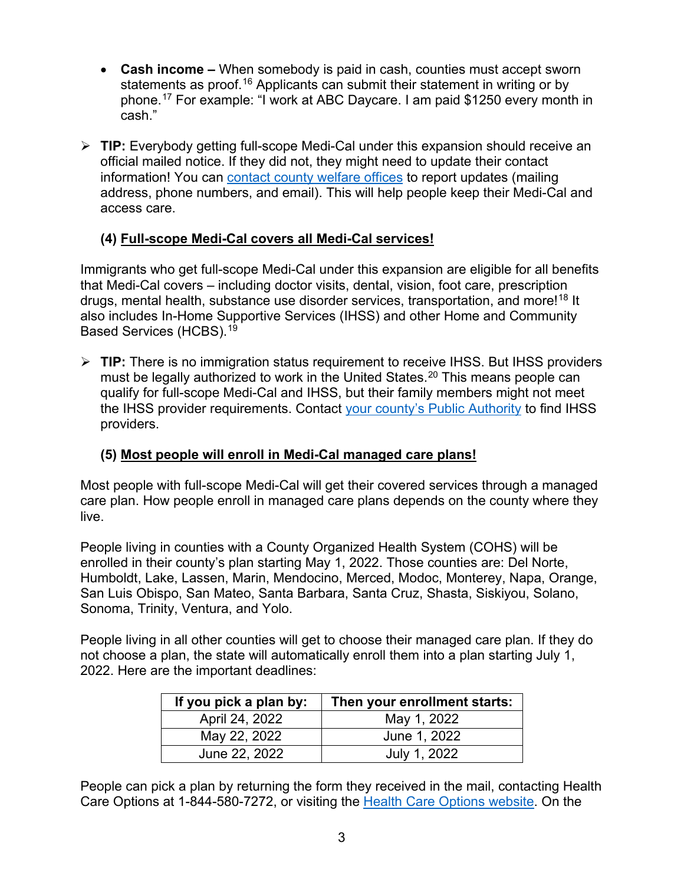- **Cash income –** When somebody is paid in cash, counties must accept sworn statements as proof.[16] Applicants can submit their statement in writing or by phone.[17] For example: "I work at ABC Daycare. I am paid $1250 every month in cash."

➢ **TIP:** Everybody getting full-scope Medi-Cal under this expansion should receive an official mailed notice. If they did not, they might need to update their contact information! You can contact county welfare offices to report updates (mailing address, phone numbers, and email). This will help people keep their Medi-Cal and access care.

### (4) Full-scope Medi-Cal covers all Medi-Cal services!

Immigrants who get full-scope Medi-Cal under this expansion are eligible for all benefits that Medi-Cal covers – including doctor visits, dental, vision, foot care, prescription drugs, mental health, substance use disorder services, transportation, and more![18] It also includes In-Home Supportive Services (IHSS) and other Home and Community Based Services (HCBS).[19]

➢ **TIP:** There is no immigration status requirement to receive IHSS. But IHSS providers must be legally authorized to work in the United States.[20] This means people can qualify for full-scope Medi-Cal and IHSS, but their family members might not meet the IHSS provider requirements. Contact your county's Public Authority to find IHSS providers.

### (5) Most people will enroll in Medi-Cal managed care plans!

Most people with full-scope Medi-Cal will get their covered services through a managed care plan. How people enroll in managed care plans depends on the county where they live.

People living in counties with a County Organized Health System (COHS) will be enrolled in their county's plan starting May 1, 2022. Those counties are: Del Norte, Humboldt, Lake, Lassen, Marin, Mendocino, Merced, Modoc, Monterey, Napa, Orange, San Luis Obispo, San Mateo, Santa Barbara, Santa Cruz, Shasta, Siskiyou, Solano, Sonoma, Trinity, Ventura, and Yolo.

People living in all other counties will get to choose their managed care plan. If they do not choose a plan, the state will automatically enroll them into a plan starting July 1, 2022. Here are the important deadlines:

| If you pick a plan by: | Then your enrollment starts: |
| --- | --- |
| April 24, 2022 | May 1, 2022 |
| May 22, 2022 | June 1, 2022 |
| June 22, 2022 | July 1, 2022 |

People can pick a plan by returning the form they received in the mail, contacting Health Care Options at 1-844-580-7272, or visiting the Health Care Options website. On the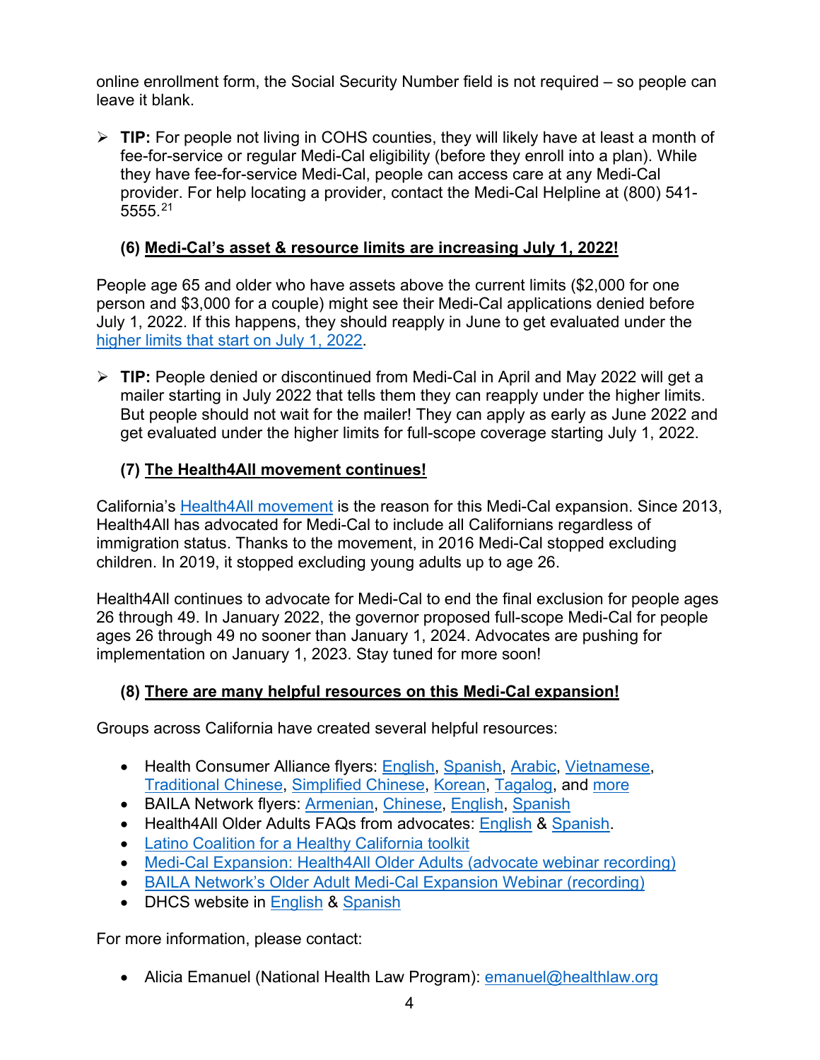online enrollment form, the Social Security Number field is not required – so people can leave it blank.

- **TIP:** For people not living in COHS counties, they will likely have at least a month of fee-for-service or regular Medi-Cal eligibility (before they enroll into a plan). While they have fee-for-service Medi-Cal, people can access care at any Medi-Cal provider. For help locating a provider, contact the Medi-Cal Helpline at (800) 541-5555.[21]

### (6) Medi-Cal's asset & resource limits are increasing July 1, 2022!

People age 65 and older who have assets above the current limits ($2,000 for one person and $3,000 for a couple) might see their Medi-Cal applications denied before July 1, 2022. If this happens, they should reapply in June to get evaluated under the higher limits that start on July 1, 2022.

- **TIP:** People denied or discontinued from Medi-Cal in April and May 2022 will get a mailer starting in July 2022 that tells them they can reapply under the higher limits. But people should not wait for the mailer! They can apply as early as June 2022 and get evaluated under the higher limits for full-scope coverage starting July 1, 2022.

### (7) The Health4All movement continues!

California's Health4All movement is the reason for this Medi-Cal expansion. Since 2013, Health4All has advocated for Medi-Cal to include all Californians regardless of immigration status. Thanks to the movement, in 2016 Medi-Cal stopped excluding children. In 2019, it stopped excluding young adults up to age 26.

Health4All continues to advocate for Medi-Cal to end the final exclusion for people ages 26 through 49. In January 2022, the governor proposed full-scope Medi-Cal for people ages 26 through 49 no sooner than January 1, 2024. Advocates are pushing for implementation on January 1, 2023. Stay tuned for more soon!

### (8) There are many helpful resources on this Medi-Cal expansion!

Groups across California have created several helpful resources:

- Health Consumer Alliance flyers: English, Spanish, Arabic, Vietnamese, Traditional Chinese, Simplified Chinese, Korean, Tagalog, and more
- BAILA Network flyers: Armenian, Chinese, English, Spanish
- Health4All Older Adults FAQs from advocates: English & Spanish.
- Latino Coalition for a Healthy California toolkit
- Medi-Cal Expansion: Health4All Older Adults (advocate webinar recording)
- BAILA Network's Older Adult Medi-Cal Expansion Webinar (recording)
- DHCS website in English & Spanish

For more information, please contact:

- Alicia Emanuel (National Health Law Program): emanuel@healthlaw.org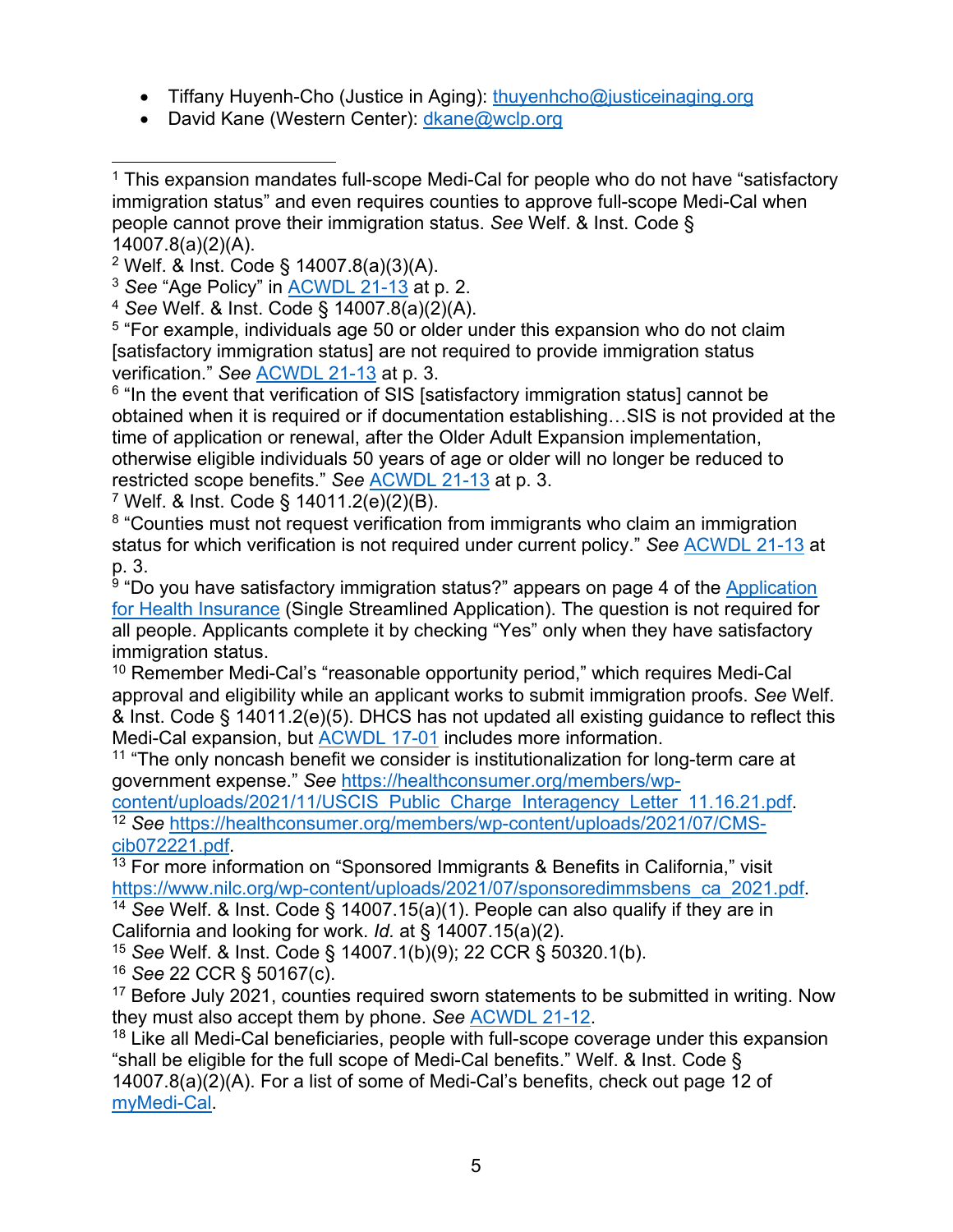- Tiffany Huyenh-Cho (Justice in Aging): [thuyenhcho@justiceinaging.org](mailto:thuyenhcho@justiceinaging.org)
- David Kane (Western Center): [dkane@wclp.org](mailto:dkane@wclp.org)

---

[1] This expansion mandates full-scope Medi-Cal for people who do not have "satisfactory immigration status" and even requires counties to approve full-scope Medi-Cal when people cannot prove their immigration status. *See* Welf. & Inst. Code § 14007.8(a)(2)(A).

[2] Welf. & Inst. Code § 14007.8(a)(3)(A).

[3] *See* "Age Policy" in [ACWDL 21-13](#) at p. 2.

[4] *See* Welf. & Inst. Code § 14007.8(a)(2)(A).

[5] "For example, individuals age 50 or older under this expansion who do not claim [satisfactory immigration status] are not required to provide immigration status verification." *See* [ACWDL 21-13](#) at p. 3.

[6] "In the event that verification of SIS [satisfactory immigration status] cannot be obtained when it is required or if documentation establishing…SIS is not provided at the time of application or renewal, after the Older Adult Expansion implementation, otherwise eligible individuals 50 years of age or older will no longer be reduced to restricted scope benefits." *See* [ACWDL 21-13](#) at p. 3.

[7] Welf. & Inst. Code § 14011.2(e)(2)(B).

[8] "Counties must not request verification from immigrants who claim an immigration status for which verification is not required under current policy." *See* [ACWDL 21-13](#) at p. 3.

[9] "Do you have satisfactory immigration status?" appears on page 4 of the [Application for Health Insurance](#) (Single Streamlined Application). The question is not required for all people. Applicants complete it by checking "Yes" only when they have satisfactory immigration status.

[10] Remember Medi-Cal's "reasonable opportunity period," which requires Medi-Cal approval and eligibility while an applicant works to submit immigration proofs. *See* Welf. & Inst. Code § 14011.2(e)(5). DHCS has not updated all existing guidance to reflect this Medi-Cal expansion, but [ACWDL 17-01](#) includes more information.

[11] "The only noncash benefit we consider is institutionalization for long-term care at government expense." *See* [https://healthconsumer.org/members/wp-content/uploads/2021/11/USCIS_Public_Charge_Interagency_Letter_11.16.21.pdf](https://healthconsumer.org/members/wp-content/uploads/2021/11/USCIS_Public_Charge_Interagency_Letter_11.16.21.pdf).

[12] *See* [https://healthconsumer.org/members/wp-content/uploads/2021/07/CMS-cib072221.pdf](https://healthconsumer.org/members/wp-content/uploads/2021/07/CMS-cib072221.pdf).

[13] For more information on "Sponsored Immigrants & Benefits in California," visit [https://www.nilc.org/wp-content/uploads/2021/07/sponsoredimmsbens_ca_2021.pdf](https://www.nilc.org/wp-content/uploads/2021/07/sponsoredimmsbens_ca_2021.pdf).

[14] *See* Welf. & Inst. Code § 14007.15(a)(1). People can also qualify if they are in California and looking for work. *Id.* at § 14007.15(a)(2).

[15] *See* Welf. & Inst. Code § 14007.1(b)(9); 22 CCR § 50320.1(b).

[16] *See* 22 CCR § 50167(c).

[17] Before July 2021, counties required sworn statements to be submitted in writing. Now they must also accept them by phone. *See* [ACWDL 21-12](#).

[18] Like all Medi-Cal beneficiaries, people with full-scope coverage under this expansion "shall be eligible for the full scope of Medi-Cal benefits." Welf. & Inst. Code § 14007.8(a)(2)(A). For a list of some of Medi-Cal's benefits, check out page 12 of [myMedi-Cal](#).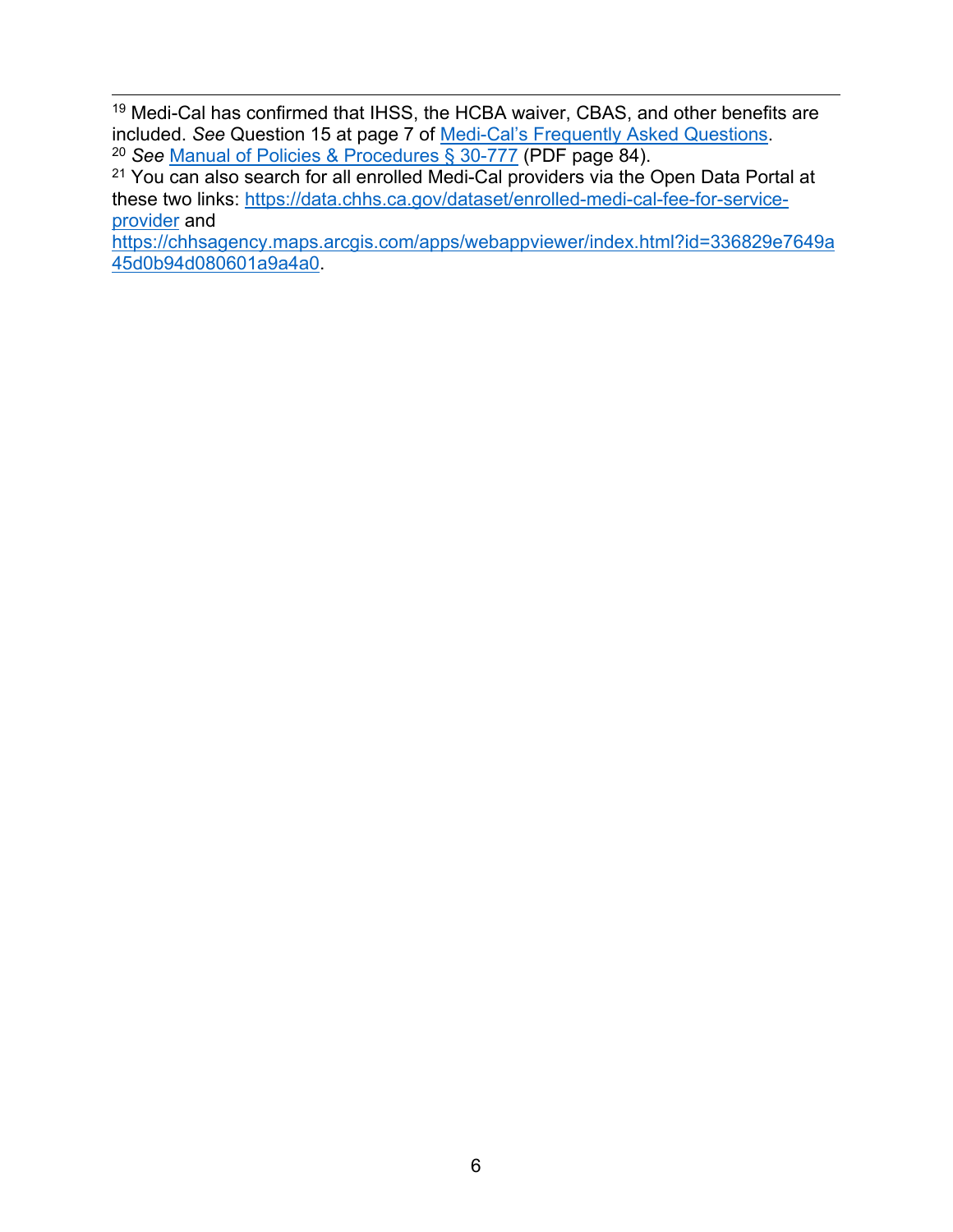---

[19] Medi-Cal has confirmed that IHSS, the HCBA waiver, CBAS, and other benefits are included. *See* Question 15 at page 7 of [Medi-Cal's Frequently Asked Questions](). 
[20] *See* [Manual of Policies & Procedures § 30-777]() (PDF page 84). 
[21] You can also search for all enrolled Medi-Cal providers via the Open Data Portal at these two links: [https://data.chhs.ca.gov/dataset/enrolled-medi-cal-fee-for-service-provider](https://data.chhs.ca.gov/dataset/enrolled-medi-cal-fee-for-service-provider) and [https://chhsagency.maps.arcgis.com/apps/webappviewer/index.html?id=336829e7649a45d0b94d080601a9a4a0](https://chhsagency.maps.arcgis.com/apps/webappviewer/index.html?id=336829e7649a45d0b94d080601a9a4a0).